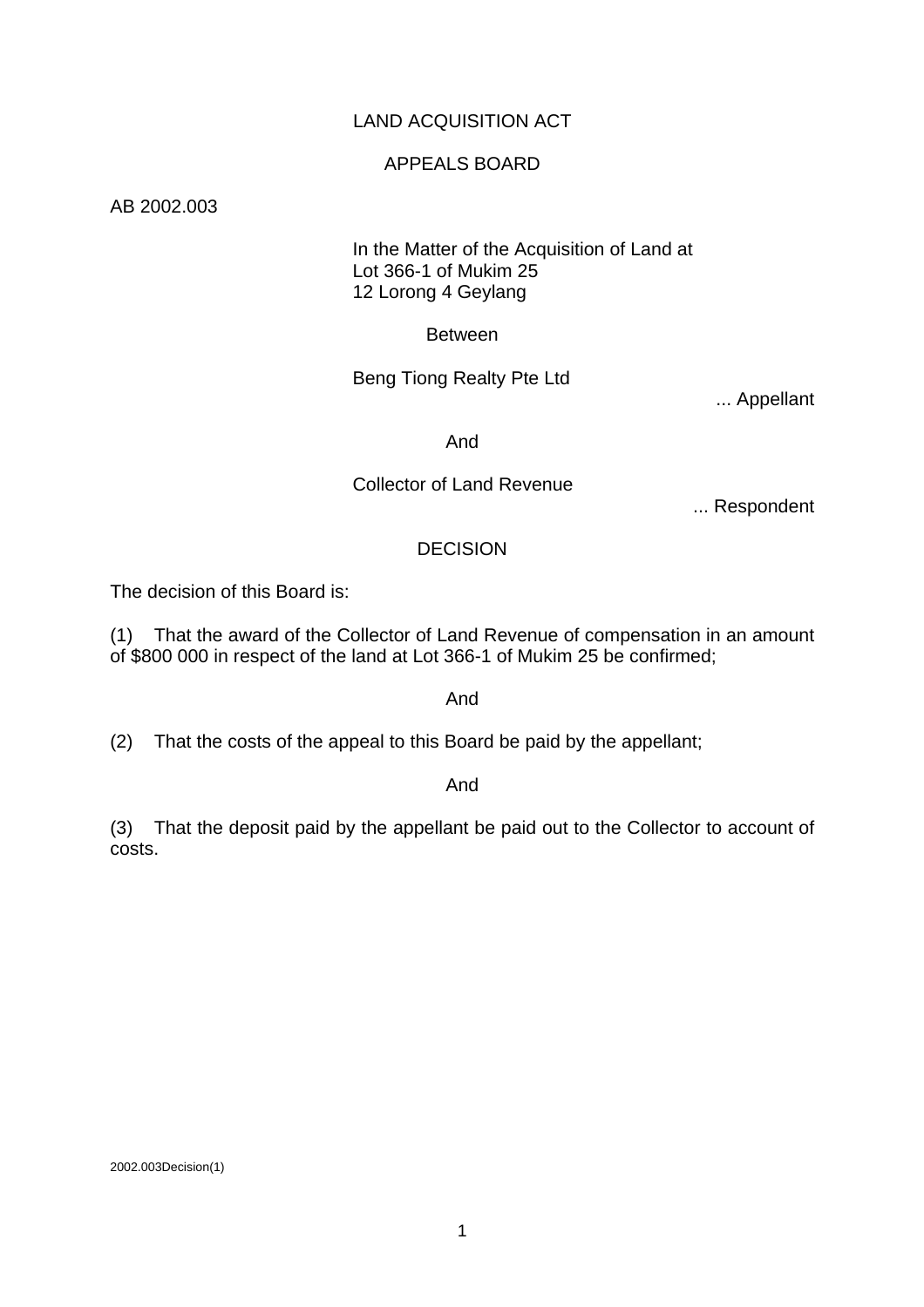LAND ACQUISITION ACT

APPEALS BOARD

AB 2002.003

In the Matter of the Acquisition of Land at
Lot 366-1 of Mukim 25
12 Lorong 4 Geylang

Between

Beng Tiong Realty Pte Ltd

... Appellant

And

Collector of Land Revenue

... Respondent

DECISION

The decision of this Board is:

(1) That the award of the Collector of Land Revenue of compensation in an amount of $800 000 in respect of the land at Lot 366-1 of Mukim 25 be confirmed;

And

(2) That the costs of the appeal to this Board be paid by the appellant;

And

(3) That the deposit paid by the appellant be paid out to the Collector to account of costs.

2002.003Decision(1)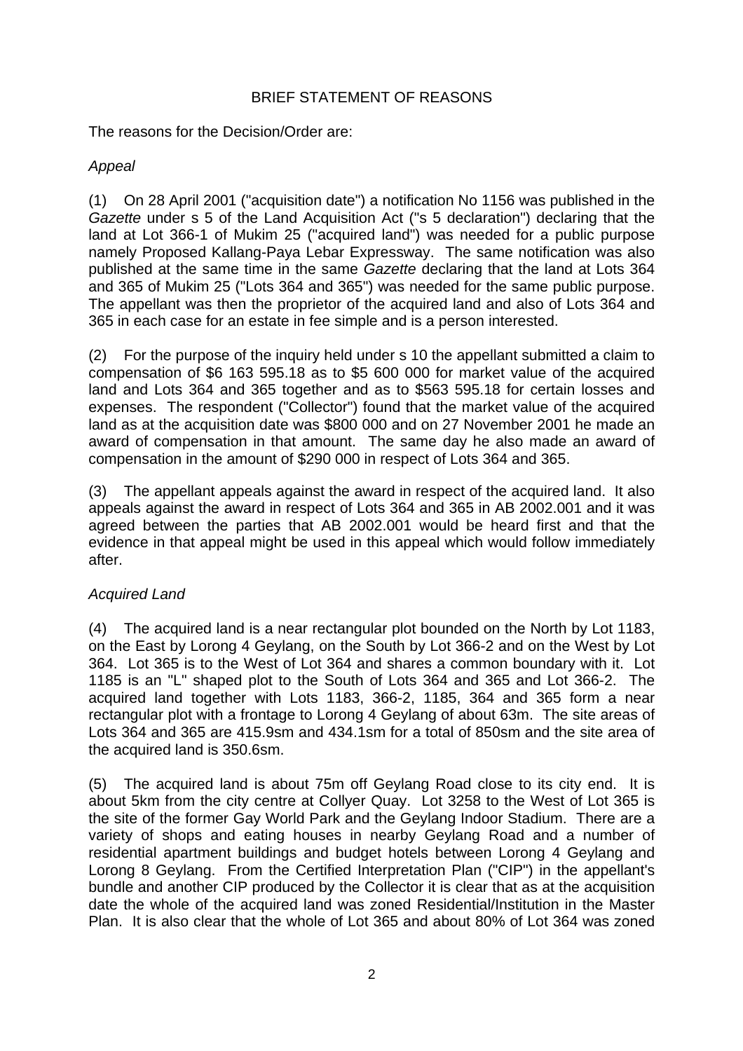## BRIEF STATEMENT OF REASONS

The reasons for the Decision/Order are:

*Appeal*

(1) On 28 April 2001 ("acquisition date") a notification No 1156 was published in the *Gazette* under s 5 of the Land Acquisition Act ("s 5 declaration") declaring that the land at Lot 366-1 of Mukim 25 ("acquired land") was needed for a public purpose namely Proposed Kallang-Paya Lebar Expressway. The same notification was also published at the same time in the same *Gazette* declaring that the land at Lots 364 and 365 of Mukim 25 ("Lots 364 and 365") was needed for the same public purpose. The appellant was then the proprietor of the acquired land and also of Lots 364 and 365 in each case for an estate in fee simple and is a person interested.

(2) For the purpose of the inquiry held under s 10 the appellant submitted a claim to compensation of $6 163 595.18 as to $5 600 000 for market value of the acquired land and Lots 364 and 365 together and as to $563 595.18 for certain losses and expenses. The respondent ("Collector") found that the market value of the acquired land as at the acquisition date was $800 000 and on 27 November 2001 he made an award of compensation in that amount. The same day he also made an award of compensation in the amount of $290 000 in respect of Lots 364 and 365.

(3) The appellant appeals against the award in respect of the acquired land. It also appeals against the award in respect of Lots 364 and 365 in AB 2002.001 and it was agreed between the parties that AB 2002.001 would be heard first and that the evidence in that appeal might be used in this appeal which would follow immediately after.

*Acquired Land*

(4) The acquired land is a near rectangular plot bounded on the North by Lot 1183, on the East by Lorong 4 Geylang, on the South by Lot 366-2 and on the West by Lot 364. Lot 365 is to the West of Lot 364 and shares a common boundary with it. Lot 1185 is an "L" shaped plot to the South of Lots 364 and 365 and Lot 366-2. The acquired land together with Lots 1183, 366-2, 1185, 364 and 365 form a near rectangular plot with a frontage to Lorong 4 Geylang of about 63m. The site areas of Lots 364 and 365 are 415.9sm and 434.1sm for a total of 850sm and the site area of the acquired land is 350.6sm.

(5) The acquired land is about 75m off Geylang Road close to its city end. It is about 5km from the city centre at Collyer Quay. Lot 3258 to the West of Lot 365 is the site of the former Gay World Park and the Geylang Indoor Stadium. There are a variety of shops and eating houses in nearby Geylang Road and a number of residential apartment buildings and budget hotels between Lorong 4 Geylang and Lorong 8 Geylang. From the Certified Interpretation Plan ("CIP") in the appellant's bundle and another CIP produced by the Collector it is clear that as at the acquisition date the whole of the acquired land was zoned Residential/Institution in the Master Plan. It is also clear that the whole of Lot 365 and about 80% of Lot 364 was zoned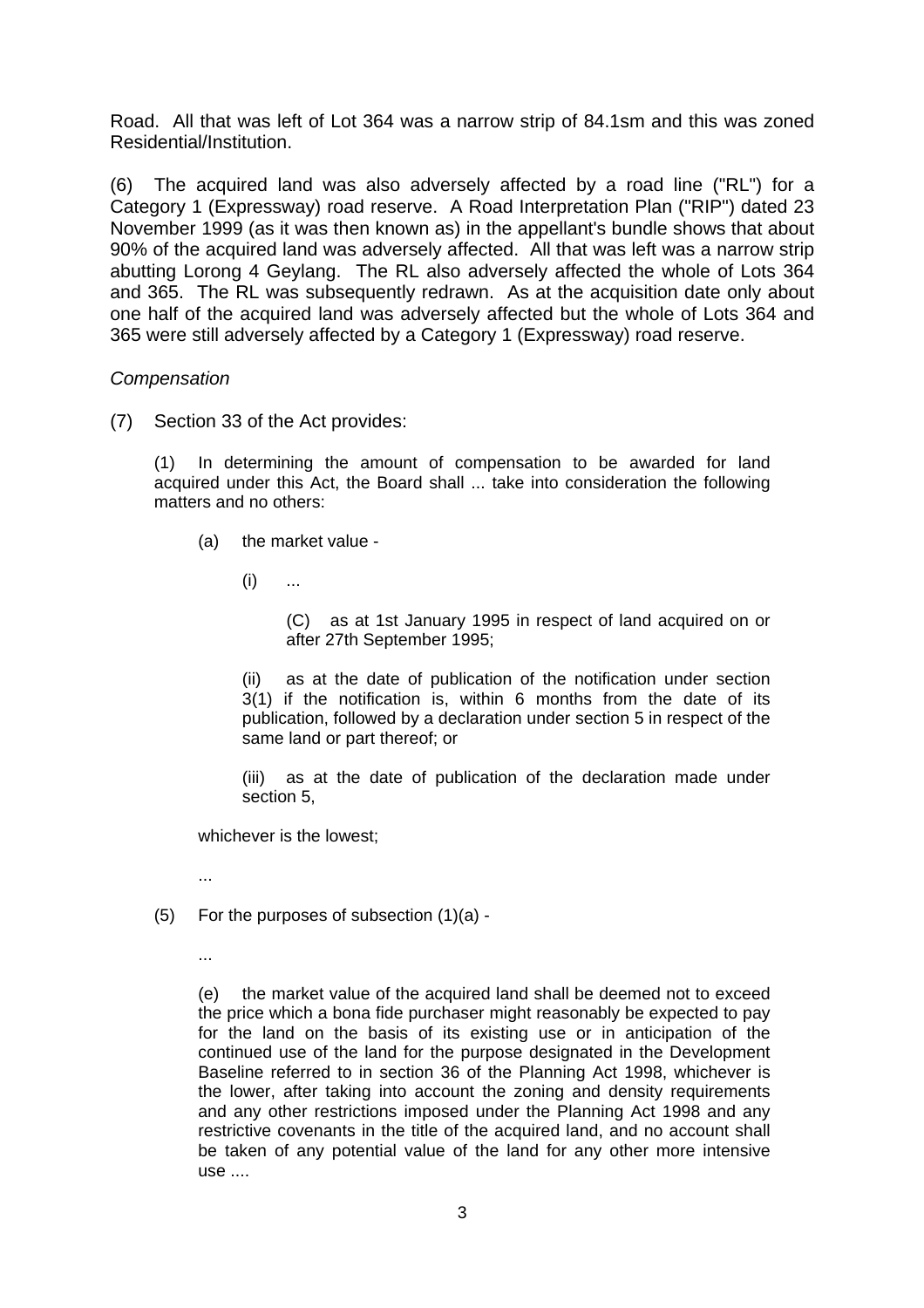Road. All that was left of Lot 364 was a narrow strip of 84.1sm and this was zoned Residential/Institution.

(6) The acquired land was also adversely affected by a road line ("RL") for a Category 1 (Expressway) road reserve. A Road Interpretation Plan ("RIP") dated 23 November 1999 (as it was then known as) in the appellant's bundle shows that about 90% of the acquired land was adversely affected. All that was left was a narrow strip abutting Lorong 4 Geylang. The RL also adversely affected the whole of Lots 364 and 365. The RL was subsequently redrawn. As at the acquisition date only about one half of the acquired land was adversely affected but the whole of Lots 364 and 365 were still adversely affected by a Category 1 (Expressway) road reserve.

*Compensation*

(7) Section 33 of the Act provides:

> (1) In determining the amount of compensation to be awarded for land acquired under this Act, the Board shall ... take into consideration the following matters and no others:
>
> > (a) the market value -
> >
> > > (i) ...
> > >
> > > > (C) as at 1st January 1995 in respect of land acquired on or after 27th September 1995;
> > >
> > > (ii) as at the date of publication of the notification under section 3(1) if the notification is, within 6 months from the date of its publication, followed by a declaration under section 5 in respect of the same land or part thereof; or
> > >
> > > (iii) as at the date of publication of the declaration made under section 5,
> >
> > whichever is the lowest;
> >
> > ...
>
> (5) For the purposes of subsection (1)(a) -
>
> > ...
> >
> > (e) the market value of the acquired land shall be deemed not to exceed the price which a bona fide purchaser might reasonably be expected to pay for the land on the basis of its existing use or in anticipation of the continued use of the land for the purpose designated in the Development Baseline referred to in section 36 of the Planning Act 1998, whichever is the lower, after taking into account the zoning and density requirements and any other restrictions imposed under the Planning Act 1998 and any restrictive covenants in the title of the acquired land, and no account shall be taken of any potential value of the land for any other more intensive use ....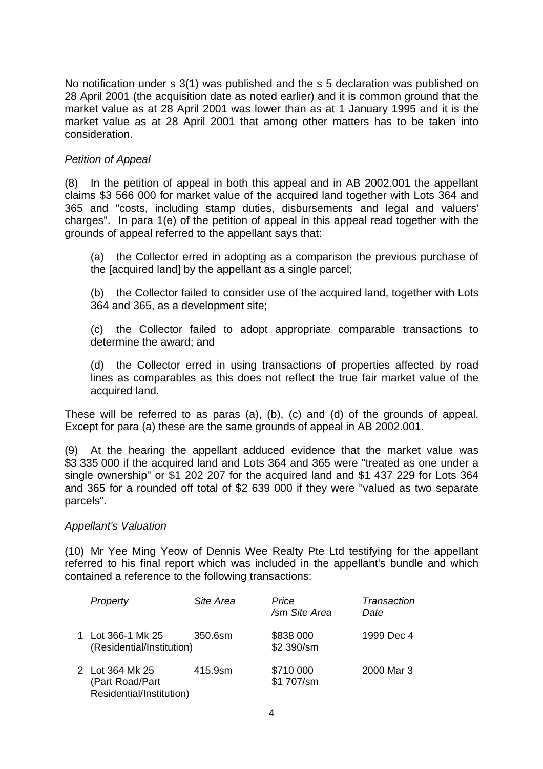No notification under s 3(1) was published and the s 5 declaration was published on 28 April 2001 (the acquisition date as noted earlier) and it is common ground that the market value as at 28 April 2001 was lower than as at 1 January 1995 and it is the market value as at 28 April 2001 that among other matters has to be taken into consideration.

*Petition of Appeal*

(8) In the petition of appeal in both this appeal and in AB 2002.001 the appellant claims $3 566 000 for market value of the acquired land together with Lots 364 and 365 and "costs, including stamp duties, disbursements and legal and valuers' charges". In para 1(e) of the petition of appeal in this appeal read together with the grounds of appeal referred to the appellant says that:

> (a) the Collector erred in adopting as a comparison the previous purchase of the [acquired land] by the appellant as a single parcel;
>
> (b) the Collector failed to consider use of the acquired land, together with Lots 364 and 365, as a development site;
>
> (c) the Collector failed to adopt appropriate comparable transactions to determine the award; and
>
> (d) the Collector erred in using transactions of properties affected by road lines as comparables as this does not reflect the true fair market value of the acquired land.

These will be referred to as paras (a), (b), (c) and (d) of the grounds of appeal. Except for para (a) these are the same grounds of appeal in AB 2002.001.

(9) At the hearing the appellant adduced evidence that the market value was $3 335 000 if the acquired land and Lots 364 and 365 were "treated as one under a single ownership" or $1 202 207 for the acquired land and $1 437 229 for Lots 364 and 365 for a rounded off total of $2 639 000 if they were "valued as two separate parcels".

*Appellant's Valuation*

(10) Mr Yee Ming Yeow of Dennis Wee Realty Pte Ltd testifying for the appellant referred to his final report which was included in the appellant's bundle and which contained a reference to the following transactions:

| | *Property* | *Site Area* | *Price /sm Site Area* | *Transaction Date* |
|---|---|---|---|---|
| 1 | Lot 366-1 Mk 25 (Residential/Institution) | 350.6sm | $838 000 $2 390/sm | 1999 Dec 4 |
| 2 | Lot 364 Mk 25 (Part Road/Part Residential/Institution) | 415.9sm | $710 000 $1 707/sm | 2000 Mar 3 |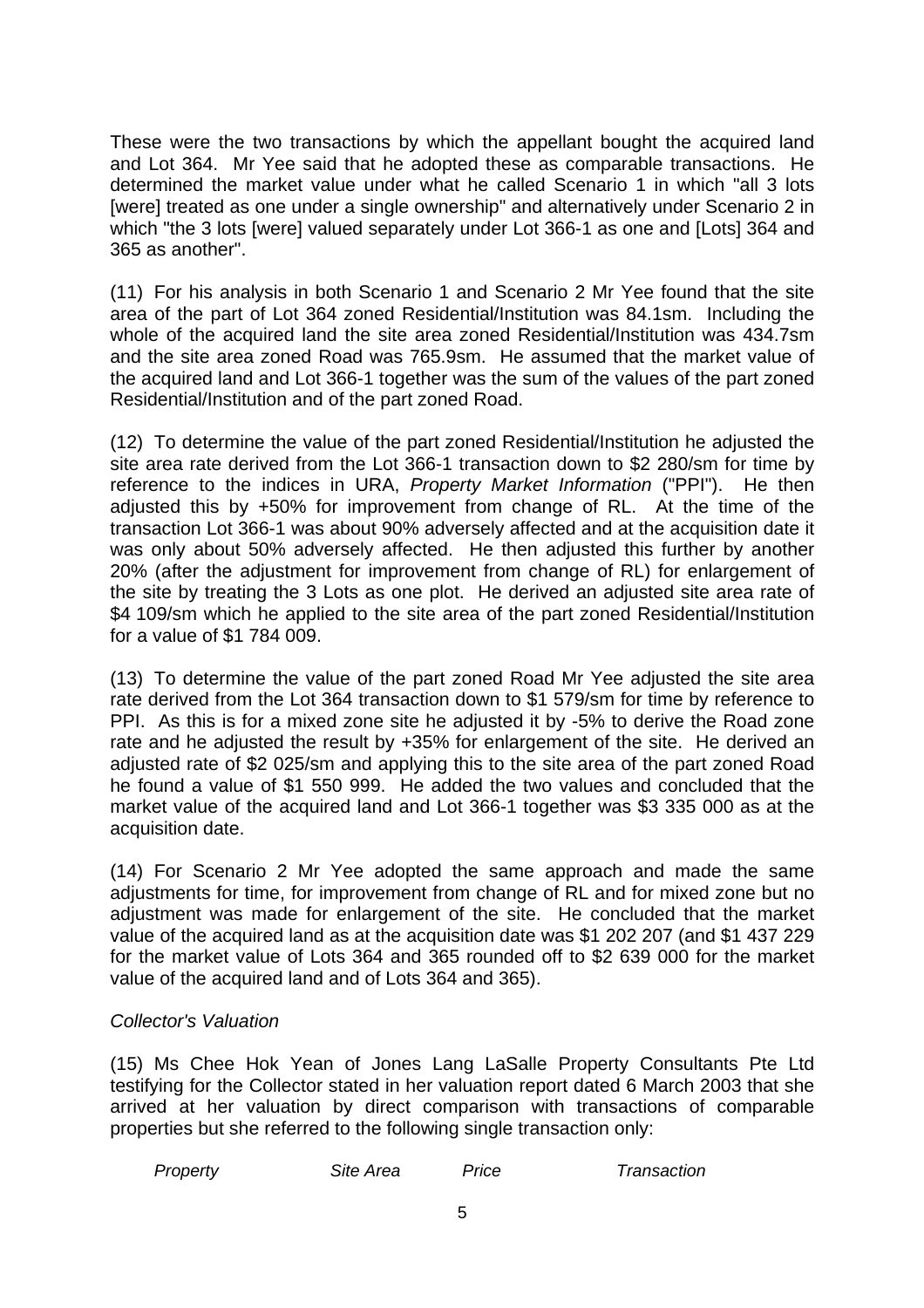These were the two transactions by which the appellant bought the acquired land and Lot 364. Mr Yee said that he adopted these as comparable transactions. He determined the market value under what he called Scenario 1 in which "all 3 lots [were] treated as one under a single ownership" and alternatively under Scenario 2 in which "the 3 lots [were] valued separately under Lot 366-1 as one and [Lots] 364 and 365 as another".

(11) For his analysis in both Scenario 1 and Scenario 2 Mr Yee found that the site area of the part of Lot 364 zoned Residential/Institution was 84.1sm. Including the whole of the acquired land the site area zoned Residential/Institution was 434.7sm and the site area zoned Road was 765.9sm. He assumed that the market value of the acquired land and Lot 366-1 together was the sum of the values of the part zoned Residential/Institution and of the part zoned Road.

(12) To determine the value of the part zoned Residential/Institution he adjusted the site area rate derived from the Lot 366-1 transaction down to $2 280/sm for time by reference to the indices in URA, *Property Market Information* ("PPI"). He then adjusted this by +50% for improvement from change of RL. At the time of the transaction Lot 366-1 was about 90% adversely affected and at the acquisition date it was only about 50% adversely affected. He then adjusted this further by another 20% (after the adjustment for improvement from change of RL) for enlargement of the site by treating the 3 Lots as one plot. He derived an adjusted site area rate of $4 109/sm which he applied to the site area of the part zoned Residential/Institution for a value of $1 784 009.

(13) To determine the value of the part zoned Road Mr Yee adjusted the site area rate derived from the Lot 364 transaction down to $1 579/sm for time by reference to PPI. As this is for a mixed zone site he adjusted it by -5% to derive the Road zone rate and he adjusted the result by +35% for enlargement of the site. He derived an adjusted rate of $2 025/sm and applying this to the site area of the part zoned Road he found a value of $1 550 999. He added the two values and concluded that the market value of the acquired land and Lot 366-1 together was $3 335 000 as at the acquisition date.

(14) For Scenario 2 Mr Yee adopted the same approach and made the same adjustments for time, for improvement from change of RL and for mixed zone but no adjustment was made for enlargement of the site. He concluded that the market value of the acquired land as at the acquisition date was $1 202 207 (and $1 437 229 for the market value of Lots 364 and 365 rounded off to $2 639 000 for the market value of the acquired land and of Lots 364 and 365).

*Collector's Valuation*

(15) Ms Chee Hok Yean of Jones Lang LaSalle Property Consultants Pte Ltd testifying for the Collector stated in her valuation report dated 6 March 2003 that she arrived at her valuation by direct comparison with transactions of comparable properties but she referred to the following single transaction only:

| *Property* | *Site Area* | *Price* | *Transaction* |
|---|---|---|---|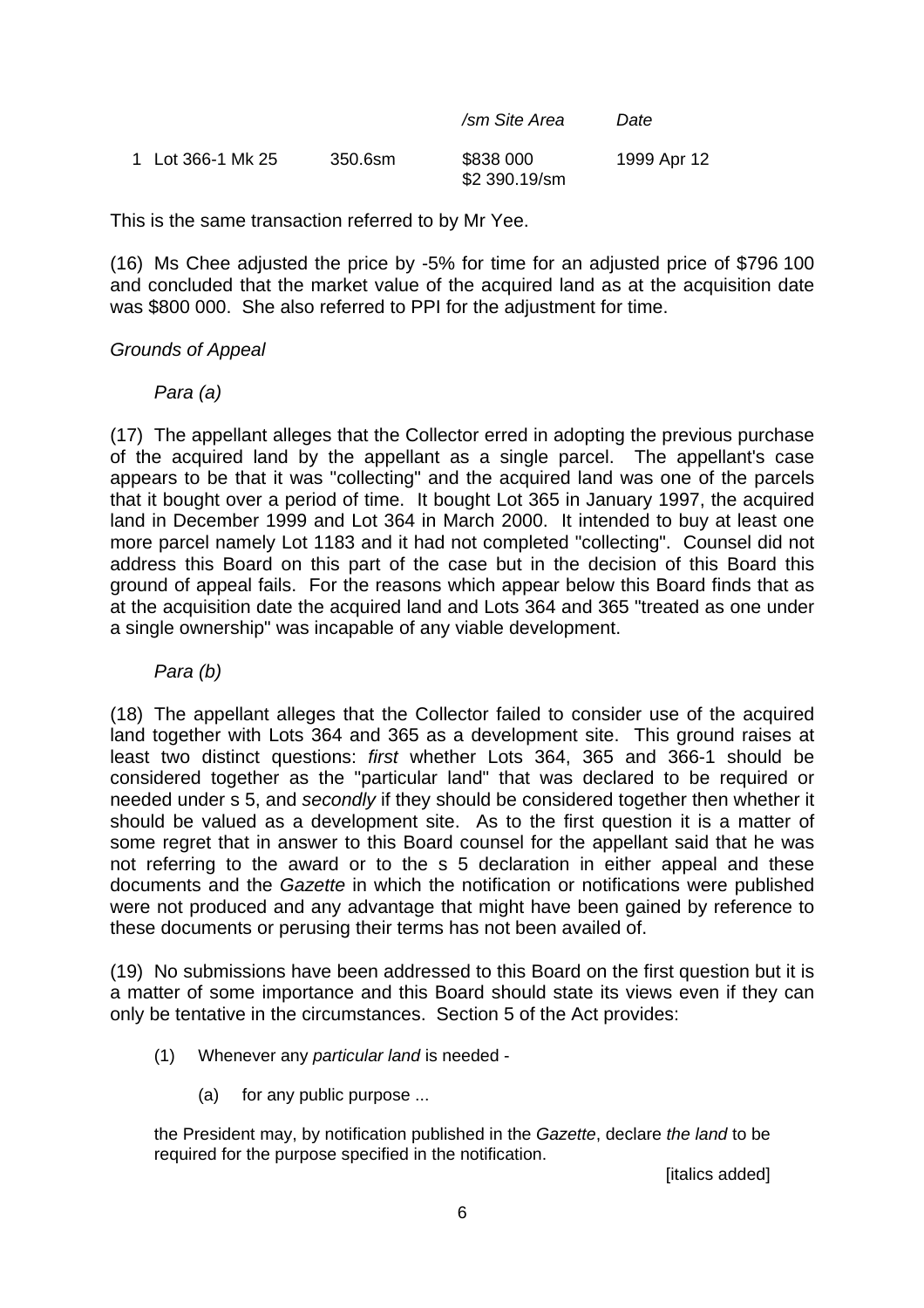| | | | /sm Site Area | Date |
|---|---|---|---|---|
| 1 | Lot 366-1 Mk 25 | 350.6sm | \$838 000<br>\$2 390.19/sm | 1999 Apr 12 |

This is the same transaction referred to by Mr Yee.

(16) Ms Chee adjusted the price by -5% for time for an adjusted price of \$796 100 and concluded that the market value of the acquired land as at the acquisition date was \$800 000. She also referred to PPI for the adjustment for time.

*Grounds of Appeal*

*Para (a)*

(17) The appellant alleges that the Collector erred in adopting the previous purchase of the acquired land by the appellant as a single parcel. The appellant's case appears to be that it was "collecting" and the acquired land was one of the parcels that it bought over a period of time. It bought Lot 365 in January 1997, the acquired land in December 1999 and Lot 364 in March 2000. It intended to buy at least one more parcel namely Lot 1183 and it had not completed "collecting". Counsel did not address this Board on this part of the case but in the decision of this Board this ground of appeal fails. For the reasons which appear below this Board finds that as at the acquisition date the acquired land and Lots 364 and 365 "treated as one under a single ownership" was incapable of any viable development.

*Para (b)*

(18) The appellant alleges that the Collector failed to consider use of the acquired land together with Lots 364 and 365 as a development site. This ground raises at least two distinct questions: *first* whether Lots 364, 365 and 366-1 should be considered together as the "particular land" that was declared to be required or needed under s 5, and *secondly* if they should be considered together then whether it should be valued as a development site. As to the first question it is a matter of some regret that in answer to this Board counsel for the appellant said that he was not referring to the award or to the s 5 declaration in either appeal and these documents and the *Gazette* in which the notification or notifications were published were not produced and any advantage that might have been gained by reference to these documents or perusing their terms has not been availed of.

(19) No submissions have been addressed to this Board on the first question but it is a matter of some importance and this Board should state its views even if they can only be tentative in the circumstances. Section 5 of the Act provides:

> (1) Whenever any *particular land* is needed -
>
> (a) for any public purpose ...
>
> the President may, by notification published in the *Gazette*, declare *the land* to be required for the purpose specified in the notification.
>
> [italics added]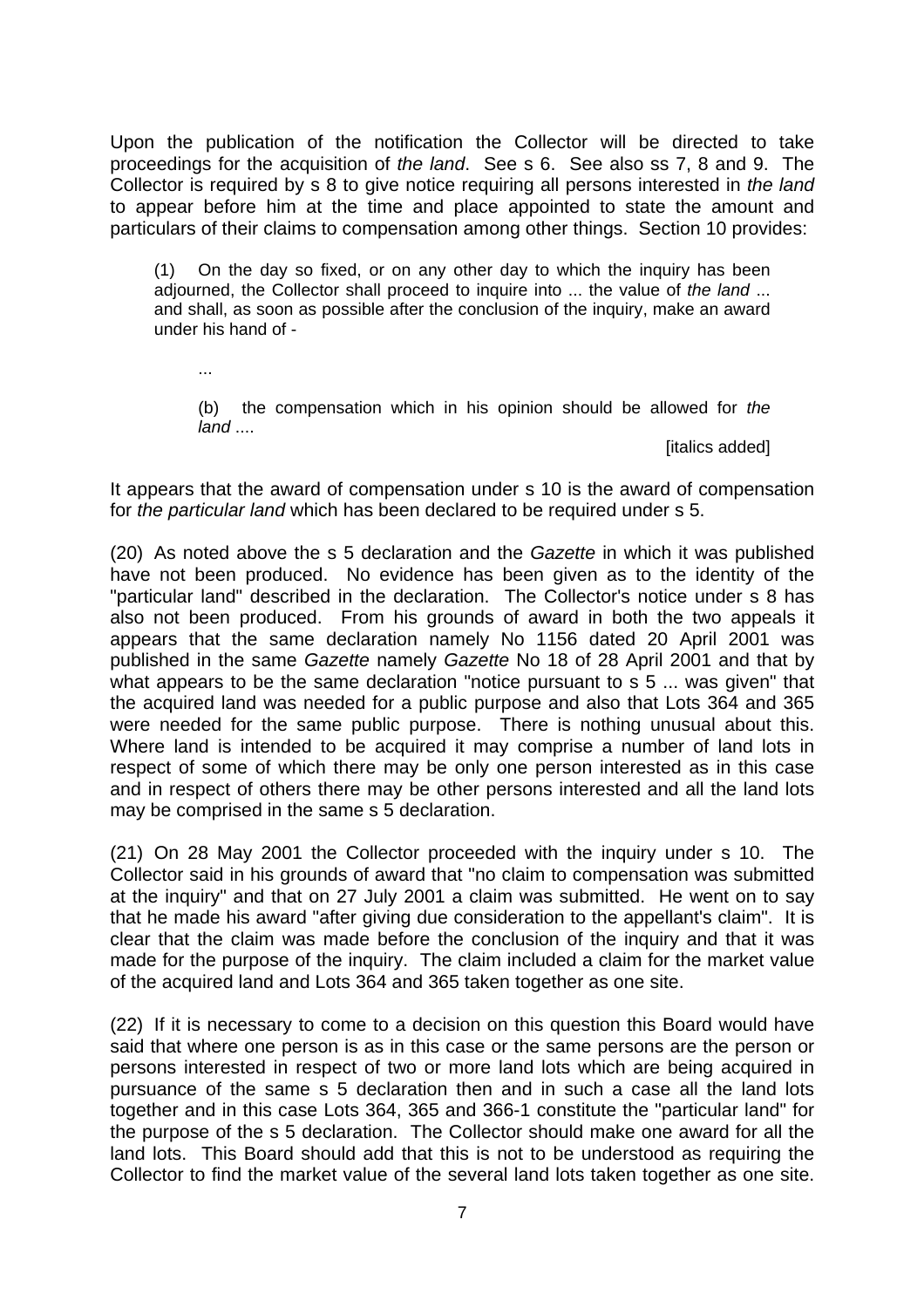Upon the publication of the notification the Collector will be directed to take proceedings for the acquisition of *the land*. See s 6. See also ss 7, 8 and 9. The Collector is required by s 8 to give notice requiring all persons interested in *the land* to appear before him at the time and place appointed to state the amount and particulars of their claims to compensation among other things. Section 10 provides:

> (1) On the day so fixed, or on any other day to which the inquiry has been adjourned, the Collector shall proceed to inquire into ... the value of *the land* ... and shall, as soon as possible after the conclusion of the inquiry, make an award under his hand of -
>
> ...
>
> (b) the compensation which in his opinion should be allowed for *the land* ....
>
> [italics added]

It appears that the award of compensation under s 10 is the award of compensation for *the particular land* which has been declared to be required under s 5.

(20) As noted above the s 5 declaration and the *Gazette* in which it was published have not been produced. No evidence has been given as to the identity of the "particular land" described in the declaration. The Collector's notice under s 8 has also not been produced. From his grounds of award in both the two appeals it appears that the same declaration namely No 1156 dated 20 April 2001 was published in the same *Gazette* namely *Gazette* No 18 of 28 April 2001 and that by what appears to be the same declaration "notice pursuant to s 5 ... was given" that the acquired land was needed for a public purpose and also that Lots 364 and 365 were needed for the same public purpose. There is nothing unusual about this. Where land is intended to be acquired it may comprise a number of land lots in respect of some of which there may be only one person interested as in this case and in respect of others there may be other persons interested and all the land lots may be comprised in the same s 5 declaration.

(21) On 28 May 2001 the Collector proceeded with the inquiry under s 10. The Collector said in his grounds of award that "no claim to compensation was submitted at the inquiry" and that on 27 July 2001 a claim was submitted. He went on to say that he made his award "after giving due consideration to the appellant's claim". It is clear that the claim was made before the conclusion of the inquiry and that it was made for the purpose of the inquiry. The claim included a claim for the market value of the acquired land and Lots 364 and 365 taken together as one site.

(22) If it is necessary to come to a decision on this question this Board would have said that where one person is as in this case or the same persons are the person or persons interested in respect of two or more land lots which are being acquired in pursuance of the same s 5 declaration then and in such a case all the land lots together and in this case Lots 364, 365 and 366-1 constitute the "particular land" for the purpose of the s 5 declaration. The Collector should make one award for all the land lots. This Board should add that this is not to be understood as requiring the Collector to find the market value of the several land lots taken together as one site.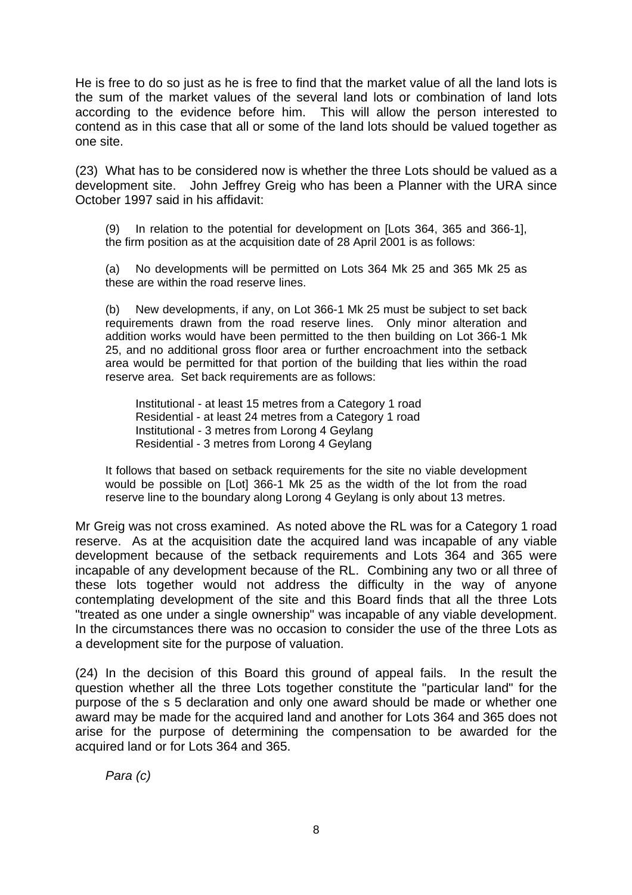He is free to do so just as he is free to find that the market value of all the land lots is the sum of the market values of the several land lots or combination of land lots according to the evidence before him. This will allow the person interested to contend as in this case that all or some of the land lots should be valued together as one site.

(23) What has to be considered now is whether the three Lots should be valued as a development site. John Jeffrey Greig who has been a Planner with the URA since October 1997 said in his affidavit:

> (9) In relation to the potential for development on [Lots 364, 365 and 366-1], the firm position as at the acquisition date of 28 April 2001 is as follows:
>
> (a) No developments will be permitted on Lots 364 Mk 25 and 365 Mk 25 as these are within the road reserve lines.
>
> (b) New developments, if any, on Lot 366-1 Mk 25 must be subject to set back requirements drawn from the road reserve lines. Only minor alteration and addition works would have been permitted to the then building on Lot 366-1 Mk 25, and no additional gross floor area or further encroachment into the setback area would be permitted for that portion of the building that lies within the road reserve area. Set back requirements are as follows:
>
> Institutional - at least 15 metres from a Category 1 road
> Residential - at least 24 metres from a Category 1 road
> Institutional - 3 metres from Lorong 4 Geylang
> Residential - 3 metres from Lorong 4 Geylang
>
> It follows that based on setback requirements for the site no viable development would be possible on [Lot] 366-1 Mk 25 as the width of the lot from the road reserve line to the boundary along Lorong 4 Geylang is only about 13 metres.

Mr Greig was not cross examined. As noted above the RL was for a Category 1 road reserve. As at the acquisition date the acquired land was incapable of any viable development because of the setback requirements and Lots 364 and 365 were incapable of any development because of the RL. Combining any two or all three of these lots together would not address the difficulty in the way of anyone contemplating development of the site and this Board finds that all the three Lots "treated as one under a single ownership" was incapable of any viable development. In the circumstances there was no occasion to consider the use of the three Lots as a development site for the purpose of valuation.

(24) In the decision of this Board this ground of appeal fails. In the result the question whether all the three Lots together constitute the "particular land" for the purpose of the s 5 declaration and only one award should be made or whether one award may be made for the acquired land and another for Lots 364 and 365 does not arise for the purpose of determining the compensation to be awarded for the acquired land or for Lots 364 and 365.

*Para (c)*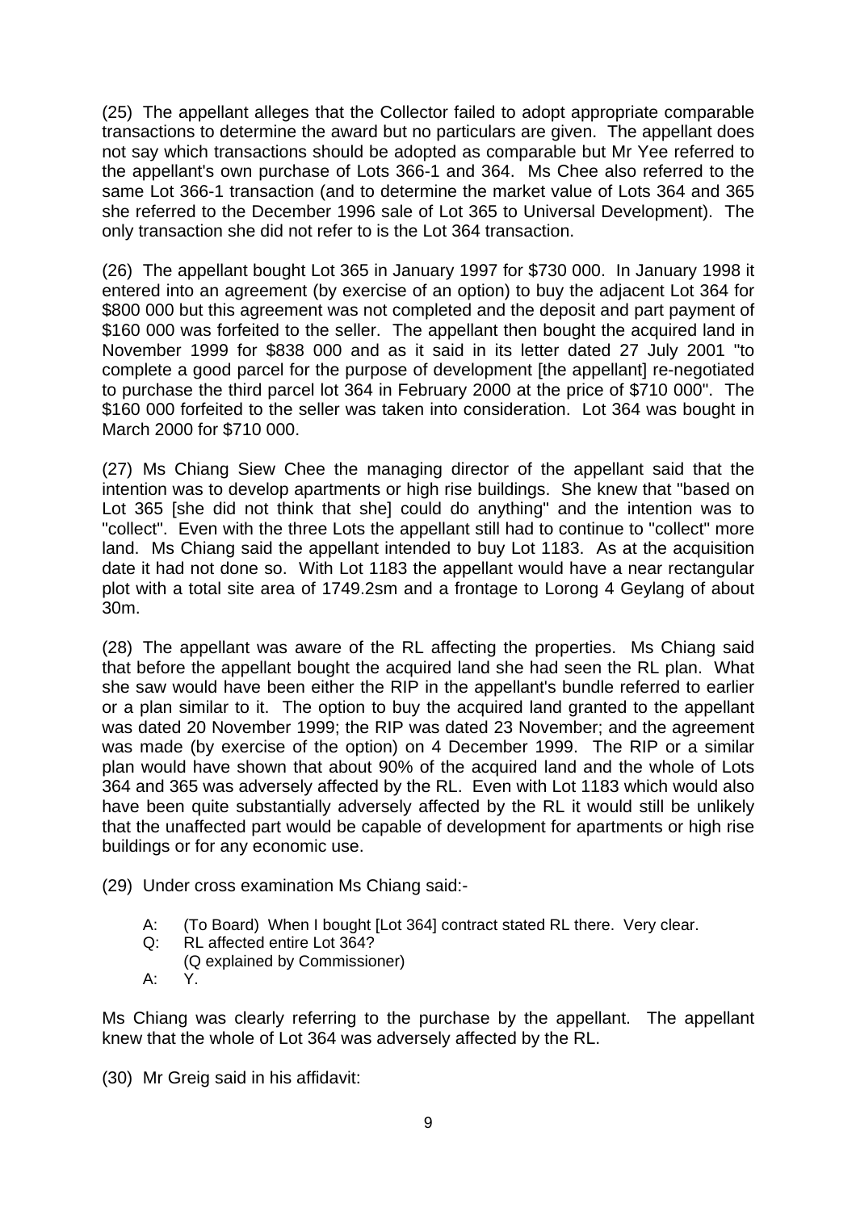(25) The appellant alleges that the Collector failed to adopt appropriate comparable transactions to determine the award but no particulars are given. The appellant does not say which transactions should be adopted as comparable but Mr Yee referred to the appellant's own purchase of Lots 366-1 and 364. Ms Chee also referred to the same Lot 366-1 transaction (and to determine the market value of Lots 364 and 365 she referred to the December 1996 sale of Lot 365 to Universal Development). The only transaction she did not refer to is the Lot 364 transaction.

(26) The appellant bought Lot 365 in January 1997 for $730 000. In January 1998 it entered into an agreement (by exercise of an option) to buy the adjacent Lot 364 for $800 000 but this agreement was not completed and the deposit and part payment of $160 000 was forfeited to the seller. The appellant then bought the acquired land in November 1999 for $838 000 and as it said in its letter dated 27 July 2001 "to complete a good parcel for the purpose of development [the appellant] re-negotiated to purchase the third parcel lot 364 in February 2000 at the price of $710 000". The $160 000 forfeited to the seller was taken into consideration. Lot 364 was bought in March 2000 for $710 000.

(27) Ms Chiang Siew Chee the managing director of the appellant said that the intention was to develop apartments or high rise buildings. She knew that "based on Lot 365 [she did not think that she] could do anything" and the intention was to "collect". Even with the three Lots the appellant still had to continue to "collect" more land. Ms Chiang said the appellant intended to buy Lot 1183. As at the acquisition date it had not done so. With Lot 1183 the appellant would have a near rectangular plot with a total site area of 1749.2sm and a frontage to Lorong 4 Geylang of about 30m.

(28) The appellant was aware of the RL affecting the properties. Ms Chiang said that before the appellant bought the acquired land she had seen the RL plan. What she saw would have been either the RIP in the appellant's bundle referred to earlier or a plan similar to it. The option to buy the acquired land granted to the appellant was dated 20 November 1999; the RIP was dated 23 November; and the agreement was made (by exercise of the option) on 4 December 1999. The RIP or a similar plan would have shown that about 90% of the acquired land and the whole of Lots 364 and 365 was adversely affected by the RL. Even with Lot 1183 which would also have been quite substantially adversely affected by the RL it would still be unlikely that the unaffected part would be capable of development for apartments or high rise buildings or for any economic use.

(29) Under cross examination Ms Chiang said:-

> A: (To Board) When I bought [Lot 364] contract stated RL there. Very clear.
> Q: RL affected entire Lot 364?
> (Q explained by Commissioner)
> A: Y.

Ms Chiang was clearly referring to the purchase by the appellant. The appellant knew that the whole of Lot 364 was adversely affected by the RL.

(30) Mr Greig said in his affidavit: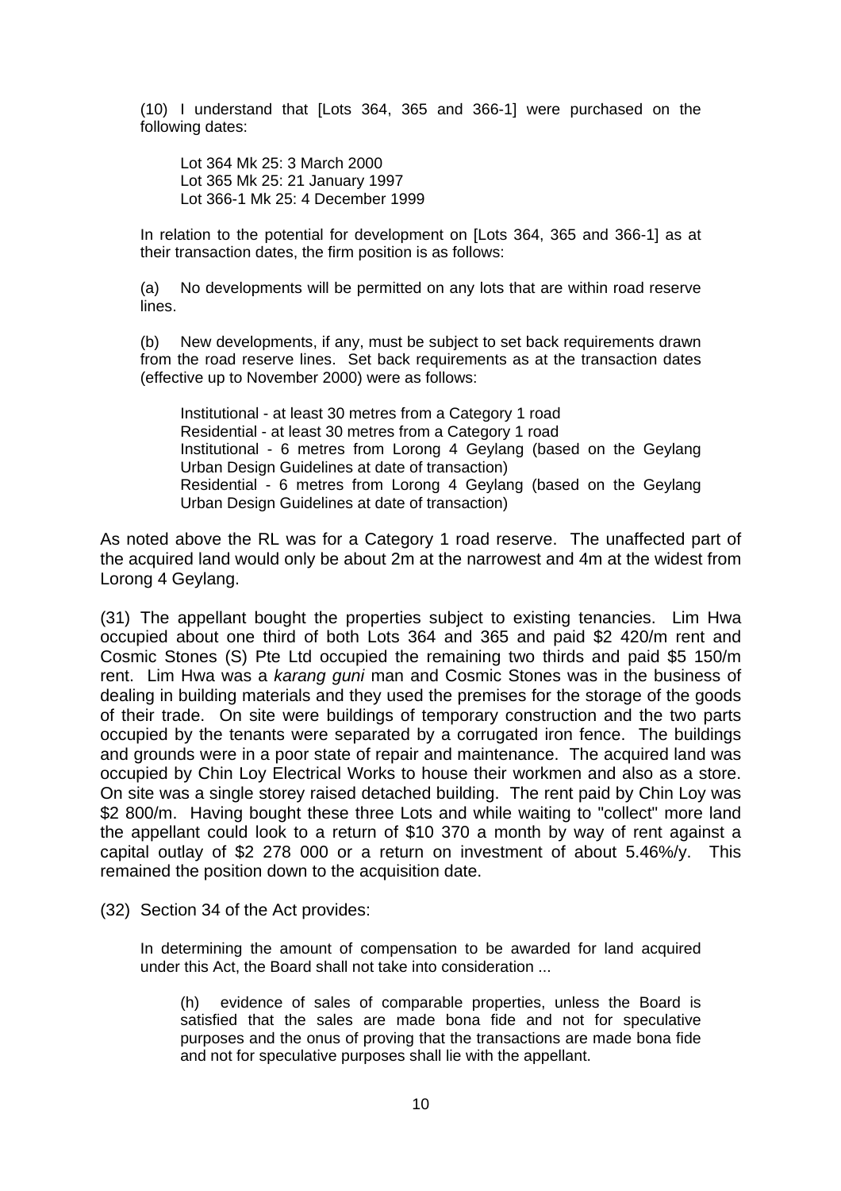(10) I understand that [Lots 364, 365 and 366-1] were purchased on the following dates:

> Lot 364 Mk 25: 3 March 2000
> Lot 365 Mk 25: 21 January 1997
> Lot 366-1 Mk 25: 4 December 1999

In relation to the potential for development on [Lots 364, 365 and 366-1] as at their transaction dates, the firm position is as follows:

(a) No developments will be permitted on any lots that are within road reserve lines.

(b) New developments, if any, must be subject to set back requirements drawn from the road reserve lines. Set back requirements as at the transaction dates (effective up to November 2000) were as follows:

> Institutional - at least 30 metres from a Category 1 road
> Residential - at least 30 metres from a Category 1 road
> Institutional - 6 metres from Lorong 4 Geylang (based on the Geylang Urban Design Guidelines at date of transaction)
> Residential - 6 metres from Lorong 4 Geylang (based on the Geylang Urban Design Guidelines at date of transaction)

As noted above the RL was for a Category 1 road reserve. The unaffected part of the acquired land would only be about 2m at the narrowest and 4m at the widest from Lorong 4 Geylang.

(31) The appellant bought the properties subject to existing tenancies. Lim Hwa occupied about one third of both Lots 364 and 365 and paid $2 420/m rent and Cosmic Stones (S) Pte Ltd occupied the remaining two thirds and paid $5 150/m rent. Lim Hwa was a *karang guni* man and Cosmic Stones was in the business of dealing in building materials and they used the premises for the storage of the goods of their trade. On site were buildings of temporary construction and the two parts occupied by the tenants were separated by a corrugated iron fence. The buildings and grounds were in a poor state of repair and maintenance. The acquired land was occupied by Chin Loy Electrical Works to house their workmen and also as a store. On site was a single storey raised detached building. The rent paid by Chin Loy was $2 800/m. Having bought these three Lots and while waiting to "collect" more land the appellant could look to a return of $10 370 a month by way of rent against a capital outlay of $2 278 000 or a return on investment of about 5.46%/y. This remained the position down to the acquisition date.

(32) Section 34 of the Act provides:

> In determining the amount of compensation to be awarded for land acquired under this Act, the Board shall not take into consideration ...
>
> (h) evidence of sales of comparable properties, unless the Board is satisfied that the sales are made bona fide and not for speculative purposes and the onus of proving that the transactions are made bona fide and not for speculative purposes shall lie with the appellant.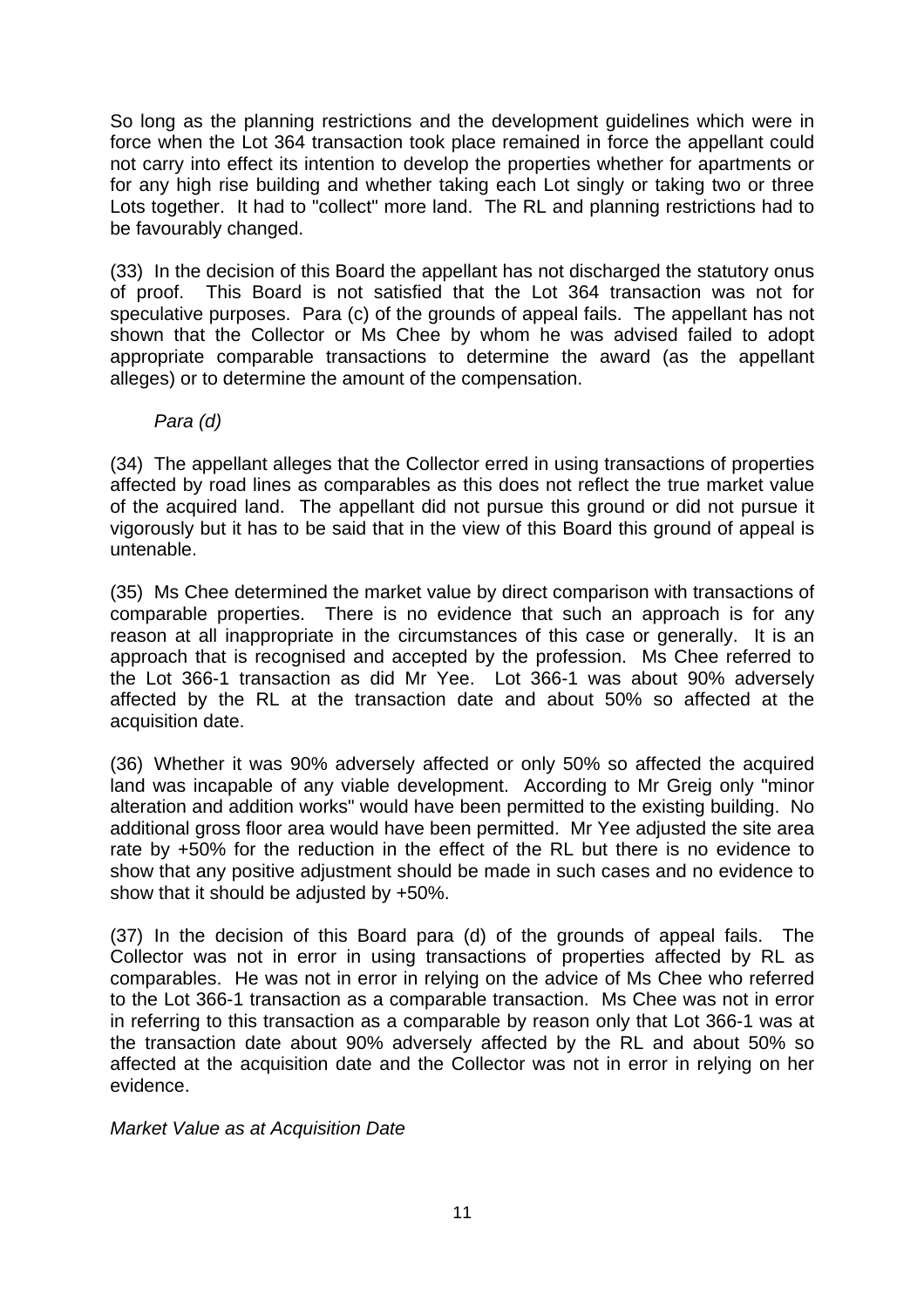So long as the planning restrictions and the development guidelines which were in force when the Lot 364 transaction took place remained in force the appellant could not carry into effect its intention to develop the properties whether for apartments or for any high rise building and whether taking each Lot singly or taking two or three Lots together. It had to "collect" more land. The RL and planning restrictions had to be favourably changed.

(33) In the decision of this Board the appellant has not discharged the statutory onus of proof. This Board is not satisfied that the Lot 364 transaction was not for speculative purposes. Para (c) of the grounds of appeal fails. The appellant has not shown that the Collector or Ms Chee by whom he was advised failed to adopt appropriate comparable transactions to determine the award (as the appellant alleges) or to determine the amount of the compensation.

*Para (d)*

(34) The appellant alleges that the Collector erred in using transactions of properties affected by road lines as comparables as this does not reflect the true market value of the acquired land. The appellant did not pursue this ground or did not pursue it vigorously but it has to be said that in the view of this Board this ground of appeal is untenable.

(35) Ms Chee determined the market value by direct comparison with transactions of comparable properties. There is no evidence that such an approach is for any reason at all inappropriate in the circumstances of this case or generally. It is an approach that is recognised and accepted by the profession. Ms Chee referred to the Lot 366-1 transaction as did Mr Yee. Lot 366-1 was about 90% adversely affected by the RL at the transaction date and about 50% so affected at the acquisition date.

(36) Whether it was 90% adversely affected or only 50% so affected the acquired land was incapable of any viable development. According to Mr Greig only "minor alteration and addition works" would have been permitted to the existing building. No additional gross floor area would have been permitted. Mr Yee adjusted the site area rate by +50% for the reduction in the effect of the RL but there is no evidence to show that any positive adjustment should be made in such cases and no evidence to show that it should be adjusted by +50%.

(37) In the decision of this Board para (d) of the grounds of appeal fails. The Collector was not in error in using transactions of properties affected by RL as comparables. He was not in error in relying on the advice of Ms Chee who referred to the Lot 366-1 transaction as a comparable transaction. Ms Chee was not in error in referring to this transaction as a comparable by reason only that Lot 366-1 was at the transaction date about 90% adversely affected by the RL and about 50% so affected at the acquisition date and the Collector was not in error in relying on her evidence.

*Market Value as at Acquisition Date*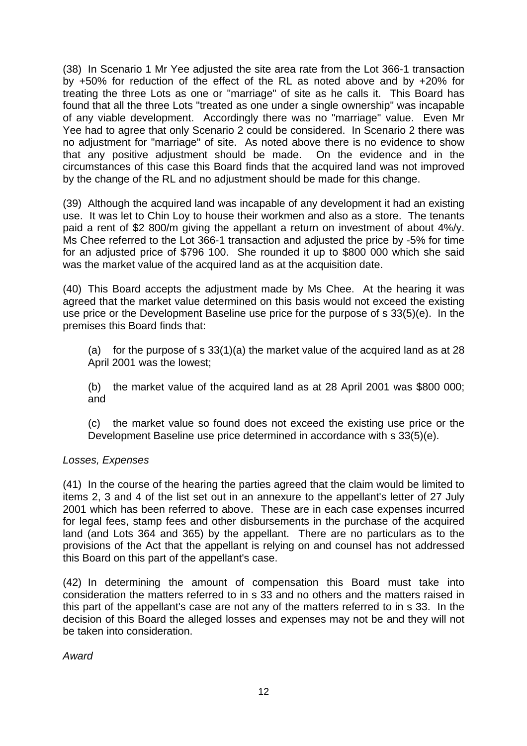(38) In Scenario 1 Mr Yee adjusted the site area rate from the Lot 366-1 transaction by +50% for reduction of the effect of the RL as noted above and by +20% for treating the three Lots as one or "marriage" of site as he calls it. This Board has found that all the three Lots "treated as one under a single ownership" was incapable of any viable development. Accordingly there was no "marriage" value. Even Mr Yee had to agree that only Scenario 2 could be considered. In Scenario 2 there was no adjustment for "marriage" of site. As noted above there is no evidence to show that any positive adjustment should be made. On the evidence and in the circumstances of this case this Board finds that the acquired land was not improved by the change of the RL and no adjustment should be made for this change.

(39) Although the acquired land was incapable of any development it had an existing use. It was let to Chin Loy to house their workmen and also as a store. The tenants paid a rent of $2 800/m giving the appellant a return on investment of about 4%/y. Ms Chee referred to the Lot 366-1 transaction and adjusted the price by -5% for time for an adjusted price of $796 100. She rounded it up to $800 000 which she said was the market value of the acquired land as at the acquisition date.

(40) This Board accepts the adjustment made by Ms Chee. At the hearing it was agreed that the market value determined on this basis would not exceed the existing use price or the Development Baseline use price for the purpose of s 33(5)(e). In the premises this Board finds that:

(a) for the purpose of s 33(1)(a) the market value of the acquired land as at 28 April 2001 was the lowest;

(b) the market value of the acquired land as at 28 April 2001 was $800 000; and

(c) the market value so found does not exceed the existing use price or the Development Baseline use price determined in accordance with s 33(5)(e).

*Losses, Expenses*

(41) In the course of the hearing the parties agreed that the claim would be limited to items 2, 3 and 4 of the list set out in an annexure to the appellant's letter of 27 July 2001 which has been referred to above. These are in each case expenses incurred for legal fees, stamp fees and other disbursements in the purchase of the acquired land (and Lots 364 and 365) by the appellant. There are no particulars as to the provisions of the Act that the appellant is relying on and counsel has not addressed this Board on this part of the appellant's case.

(42) In determining the amount of compensation this Board must take into consideration the matters referred to in s 33 and no others and the matters raised in this part of the appellant's case are not any of the matters referred to in s 33. In the decision of this Board the alleged losses and expenses may not be and they will not be taken into consideration.

*Award*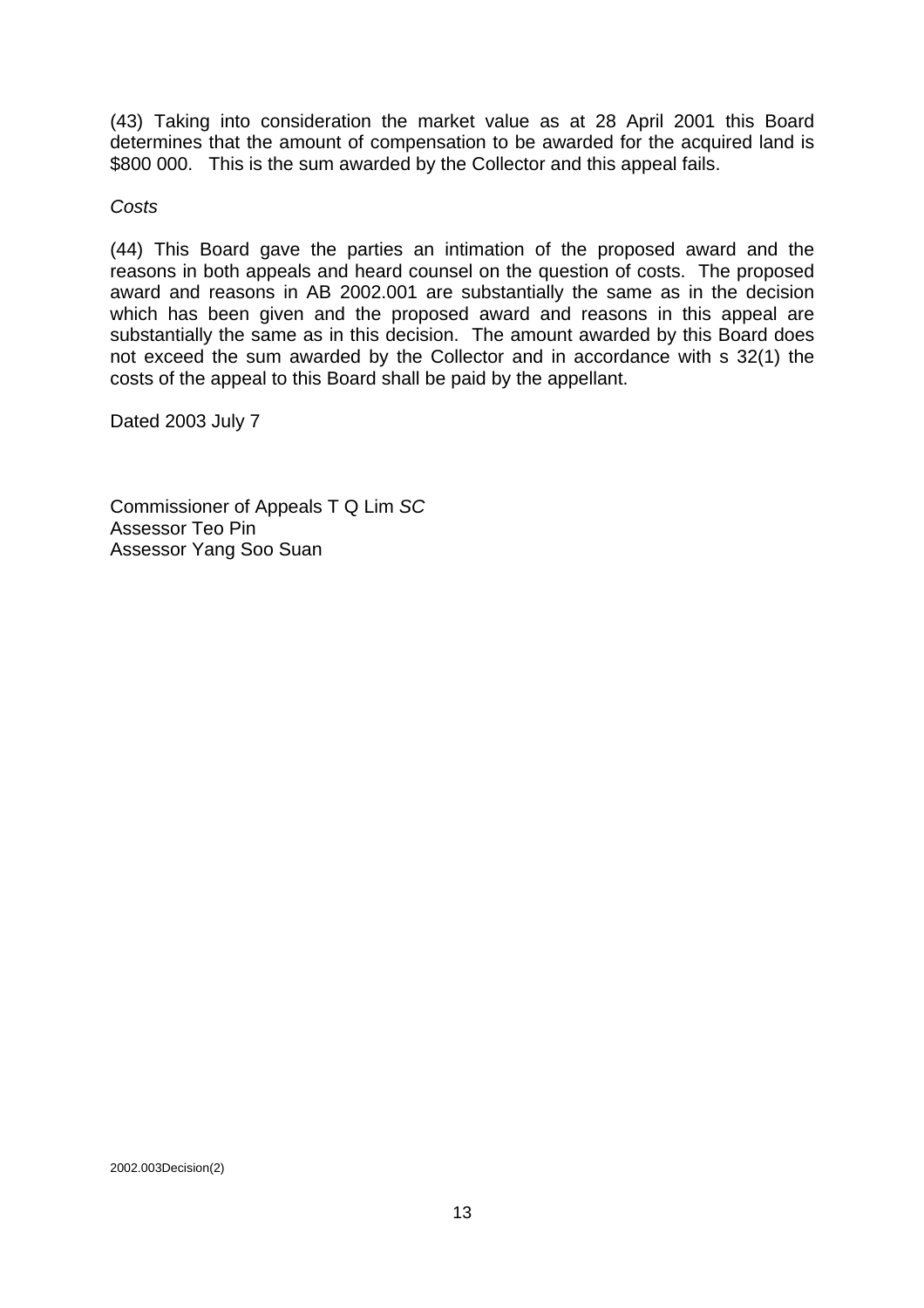(43) Taking into consideration the market value as at 28 April 2001 this Board determines that the amount of compensation to be awarded for the acquired land is $800 000. This is the sum awarded by the Collector and this appeal fails.

*Costs*

(44) This Board gave the parties an intimation of the proposed award and the reasons in both appeals and heard counsel on the question of costs. The proposed award and reasons in AB 2002.001 are substantially the same as in the decision which has been given and the proposed award and reasons in this appeal are substantially the same as in this decision. The amount awarded by this Board does not exceed the sum awarded by the Collector and in accordance with s 32(1) the costs of the appeal to this Board shall be paid by the appellant.

Dated 2003 July 7

Commissioner of Appeals T Q Lim *SC*
Assessor Teo Pin
Assessor Yang Soo Suan

2002.003Decision(2)